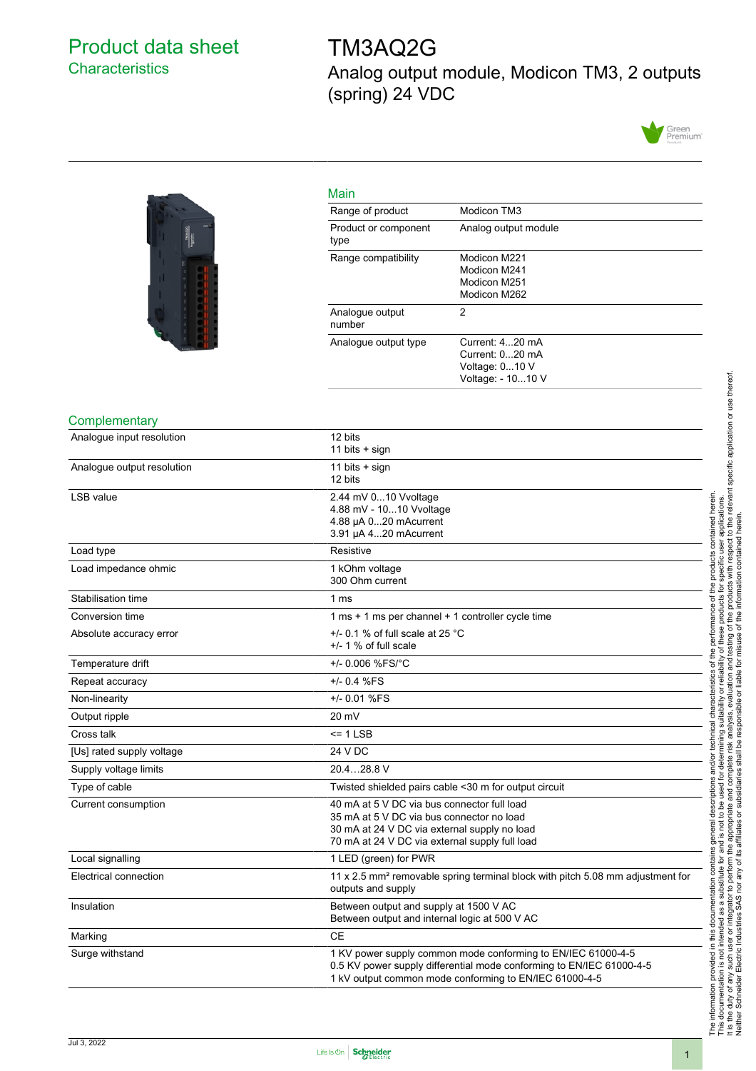# Product data sheet
## Characteristics

# TM3AQ2G
## Analog output module, Modicon TM3, 2 outputs (spring) 24 VDC

### Main

| | |
|---|---|
| Range of product | Modicon TM3 |
| Product or component type | Analog output module |
| Range compatibility | Modicon M221<br>Modicon M241<br>Modicon M251<br>Modicon M262 |
| Analogue output number | 2 |
| Analogue output type | Current: 4...20 mA<br>Current: 0...20 mA<br>Voltage: 0...10 V<br>Voltage: - 10...10 V |

### Complementary

| | |
|---|---|
| Analogue input resolution | 12 bits<br>11 bits + sign |
| Analogue output resolution | 11 bits + sign<br>12 bits |
| LSB value | 2.44 mV 0...10 Vvoltage<br>4.88 mV - 10...10 Vvoltage<br>4.88 µA 0...20 mAcurrent<br>3.91 µA 4...20 mAcurrent |
| Load type | Resistive |
| Load impedance ohmic | 1 kOhm voltage<br>300 Ohm current |
| Stabilisation time | 1 ms |
| Conversion time | 1 ms + 1 ms per channel + 1 controller cycle time |
| Absolute accuracy error | +/- 0.1 % of full scale at 25 °C<br>+/- 1 % of full scale |
| Temperature drift | +/- 0.006 %FS/°C |
| Repeat accuracy | +/- 0.4 %FS |
| Non-linearity | +/- 0.01 %FS |
| Output ripple | 20 mV |
| Cross talk | <= 1 LSB |
| [Us] rated supply voltage | 24 V DC |
| Supply voltage limits | 20.4…28.8 V |
| Type of cable | Twisted shielded pairs cable <30 m for output circuit |
| Current consumption | 40 mA at 5 V DC via bus connector full load<br>35 mA at 5 V DC via bus connector no load<br>30 mA at 24 V DC via external supply no load<br>70 mA at 24 V DC via external supply full load |
| Local signalling | 1 LED (green) for PWR |
| Electrical connection | 11 x 2.5 mm² removable spring terminal block with pitch 5.08 mm adjustment for outputs and supply |
| Insulation | Between output and supply at 1500 V AC<br>Between output and internal logic at 500 V AC |
| Marking | CE |
| Surge withstand | 1 KV power supply common mode conforming to EN/IEC 61000-4-5<br>0.5 KV power supply differential mode conforming to EN/IEC 61000-4-5<br>1 kV output common mode conforming to EN/IEC 61000-4-5 |

The information provided in this documentation contains general descriptions and/or technical characteristics of the performance of the products contained herein. This documentation is not intended as a substitute for and is not to be used for determining suitability or reliability of these products for specific user applications. It is the duty of any such user or integrator to perform the appropriate and complete risk analysis, evaluation and testing of the products with respect to the relevant specific application or use thereof. Neither Schneider Electric Industries SAS nor any of its affiliates or subsidiaries shall be responsible or liable for misuse of the information contained herein.

Jul 3, 2022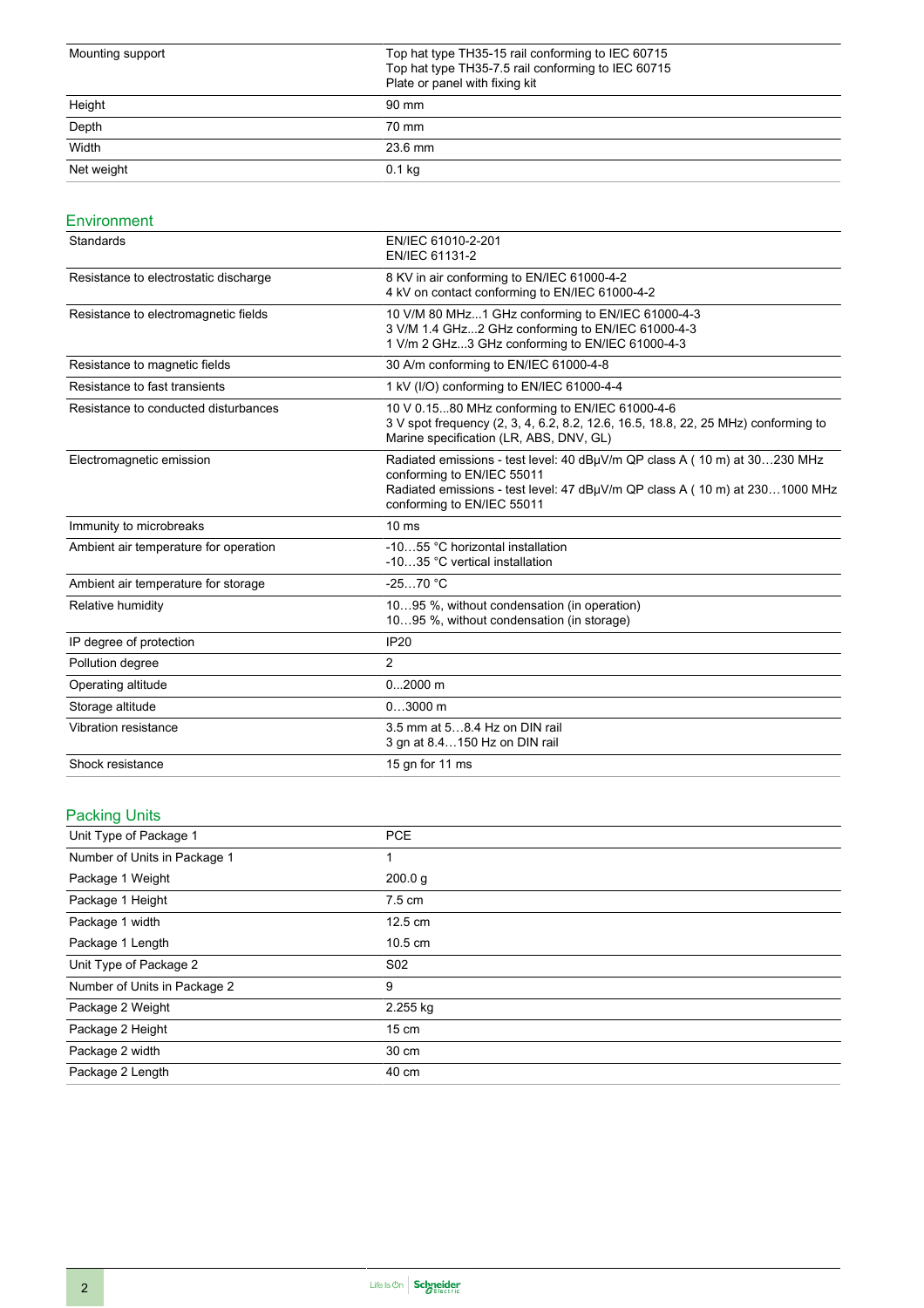| | |
|---|---|
| Mounting support | Top hat type TH35-15 rail conforming to IEC 60715<br>Top hat type TH35-7.5 rail conforming to IEC 60715<br>Plate or panel with fixing kit |
| Height | 90 mm |
| Depth | 70 mm |
| Width | 23.6 mm |
| Net weight | 0.1 kg |

## Environment

| | |
|---|---|
| Standards | EN/IEC 61010-2-201<br>EN/IEC 61131-2 |
| Resistance to electrostatic discharge | 8 KV in air conforming to EN/IEC 61000-4-2<br>4 kV on contact conforming to EN/IEC 61000-4-2 |
| Resistance to electromagnetic fields | 10 V/M 80 MHz...1 GHz conforming to EN/IEC 61000-4-3<br>3 V/M 1.4 GHz...2 GHz conforming to EN/IEC 61000-4-3<br>1 V/m 2 GHz...3 GHz conforming to EN/IEC 61000-4-3 |
| Resistance to magnetic fields | 30 A/m conforming to EN/IEC 61000-4-8 |
| Resistance to fast transients | 1 kV (I/O) conforming to EN/IEC 61000-4-4 |
| Resistance to conducted disturbances | 10 V 0.15...80 MHz conforming to EN/IEC 61000-4-6<br>3 V spot frequency (2, 3, 4, 6.2, 8.2, 12.6, 16.5, 18.8, 22, 25 MHz) conforming to Marine specification (LR, ABS, DNV, GL) |
| Electromagnetic emission | Radiated emissions - test level: 40 dBµV/m QP class A ( 10 m) at 30…230 MHz conforming to EN/IEC 55011<br>Radiated emissions - test level: 47 dBµV/m QP class A ( 10 m) at 230…1000 MHz conforming to EN/IEC 55011 |
| Immunity to microbreaks | 10 ms |
| Ambient air temperature for operation | -10…55 °C horizontal installation<br>-10…35 °C vertical installation |
| Ambient air temperature for storage | -25…70 °C |
| Relative humidity | 10…95 %, without condensation (in operation)<br>10…95 %, without condensation (in storage) |
| IP degree of protection | IP20 |
| Pollution degree | 2 |
| Operating altitude | 0...2000 m |
| Storage altitude | 0…3000 m |
| Vibration resistance | 3.5 mm at 5…8.4 Hz on DIN rail<br>3 gn at 8.4…150 Hz on DIN rail |
| Shock resistance | 15 gn for 11 ms |

## Packing Units

| | |
|---|---|
| Unit Type of Package 1 | PCE |
| Number of Units in Package 1 | 1 |
| Package 1 Weight | 200.0 g |
| Package 1 Height | 7.5 cm |
| Package 1 width | 12.5 cm |
| Package 1 Length | 10.5 cm |
| Unit Type of Package 2 | S02 |
| Number of Units in Package 2 | 9 |
| Package 2 Weight | 2.255 kg |
| Package 2 Height | 15 cm |
| Package 2 width | 30 cm |
| Package 2 Length | 40 cm |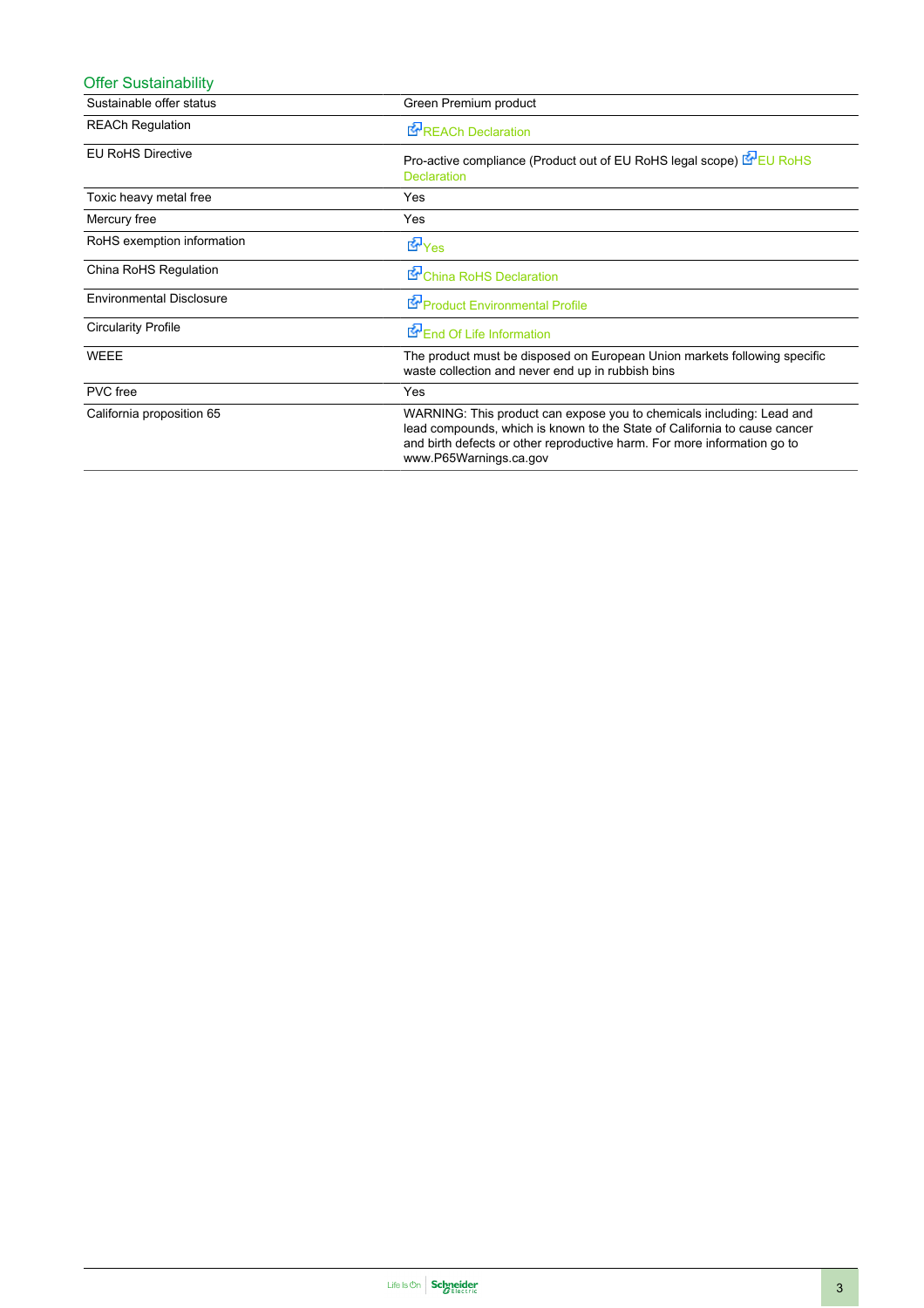## Offer Sustainability

| | |
|---|---|
| Sustainable offer status | Green Premium product |
| REACh Regulation | REACh Declaration |
| EU RoHS Directive | Pro-active compliance (Product out of EU RoHS legal scope) EU RoHS Declaration |
| Toxic heavy metal free | Yes |
| Mercury free | Yes |
| RoHS exemption information | Yes |
| China RoHS Regulation | China RoHS Declaration |
| Environmental Disclosure | Product Environmental Profile |
| Circularity Profile | End Of Life Information |
| WEEE | The product must be disposed on European Union markets following specific waste collection and never end up in rubbish bins |
| PVC free | Yes |
| California proposition 65 | WARNING: This product can expose you to chemicals including: Lead and lead compounds, which is known to the State of California to cause cancer and birth defects or other reproductive harm. For more information go to www.P65Warnings.ca.gov |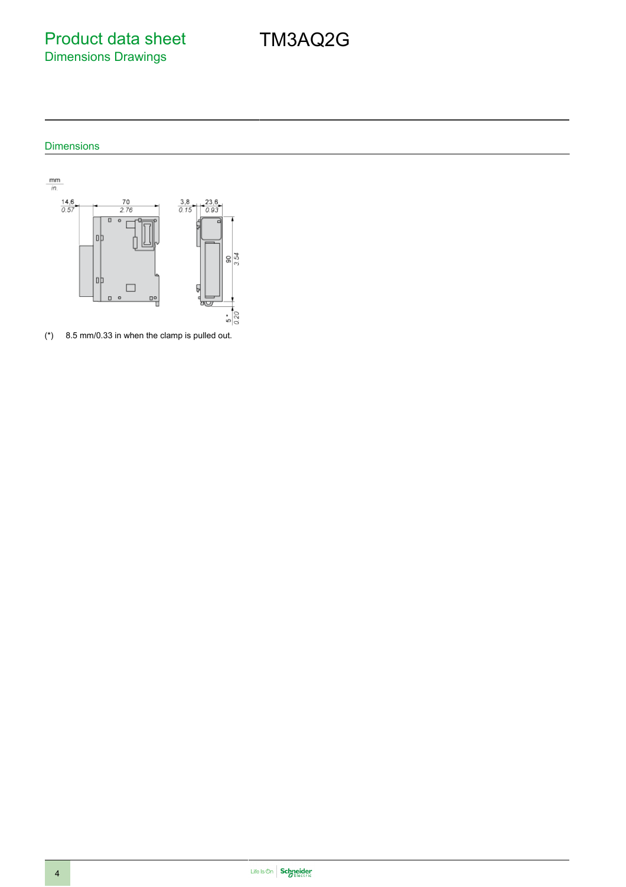# Product data sheet

## Dimensions Drawings

TM3AQ2G

### Dimensions

(*) 8.5 mm/0.33 in when the clamp is pulled out.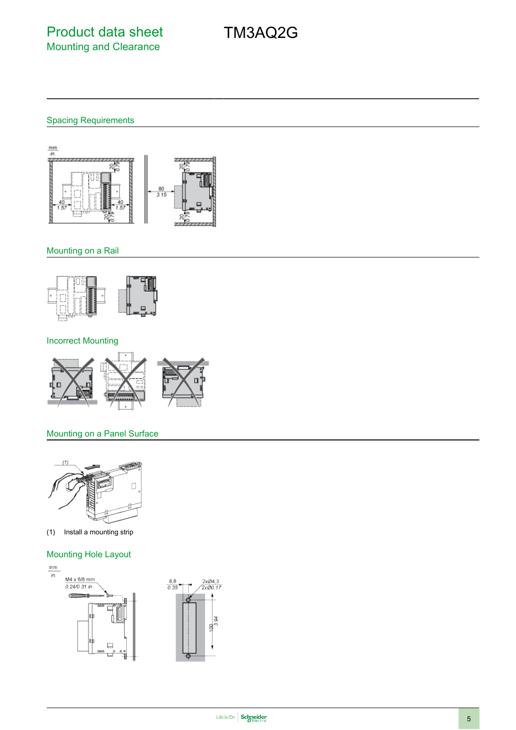# Product data sheet

## Mounting and Clearance

# TM3AQ2G

### Spacing Requirements

### Mounting on a Rail

### Incorrect Mounting

### Mounting on a Panel Surface

(1) Install a mounting strip

### Mounting Hole Layout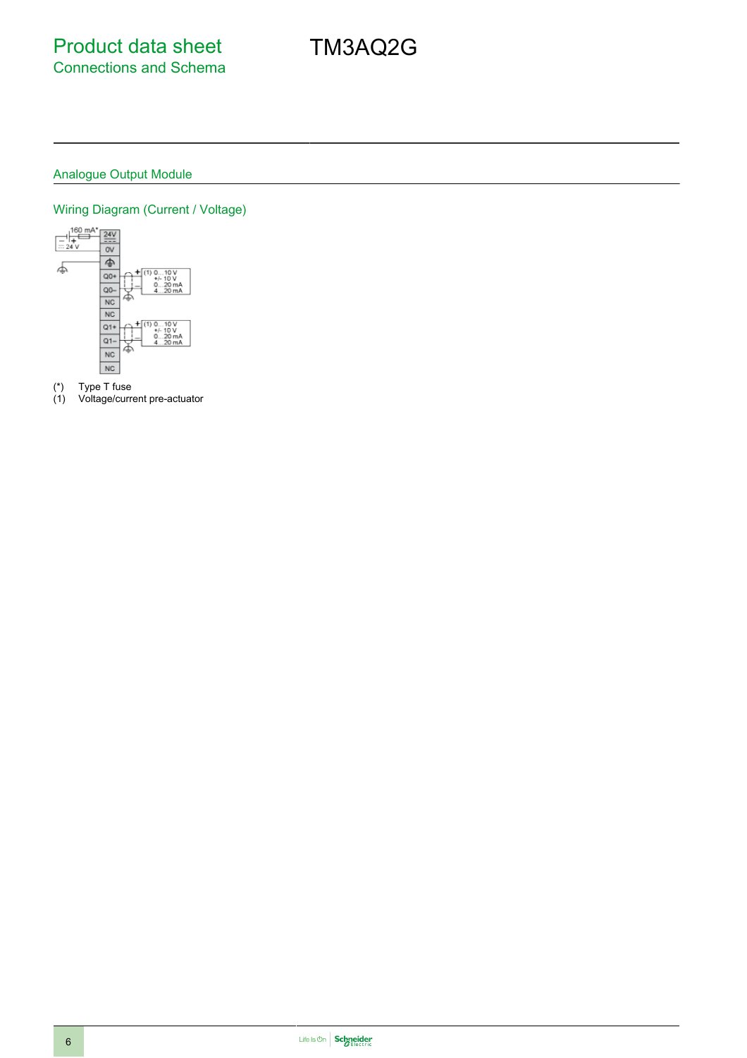# Product data sheet
## Connections and Schema

# TM3AQ2G

## Analogue Output Module

### Wiring Diagram (Current / Voltage)

160 mA*
24 V
24V
0V
Q0+
Q0–
NC
NC
Q1+
Q1–
NC
NC
(1) 0...10 V
+/- 10 V
0...20 mA
4...20 mA
(1) 0...10 V
+/- 10 V
0...20 mA
4...20 mA

(*) Type T fuse
(1) Voltage/current pre-actuator